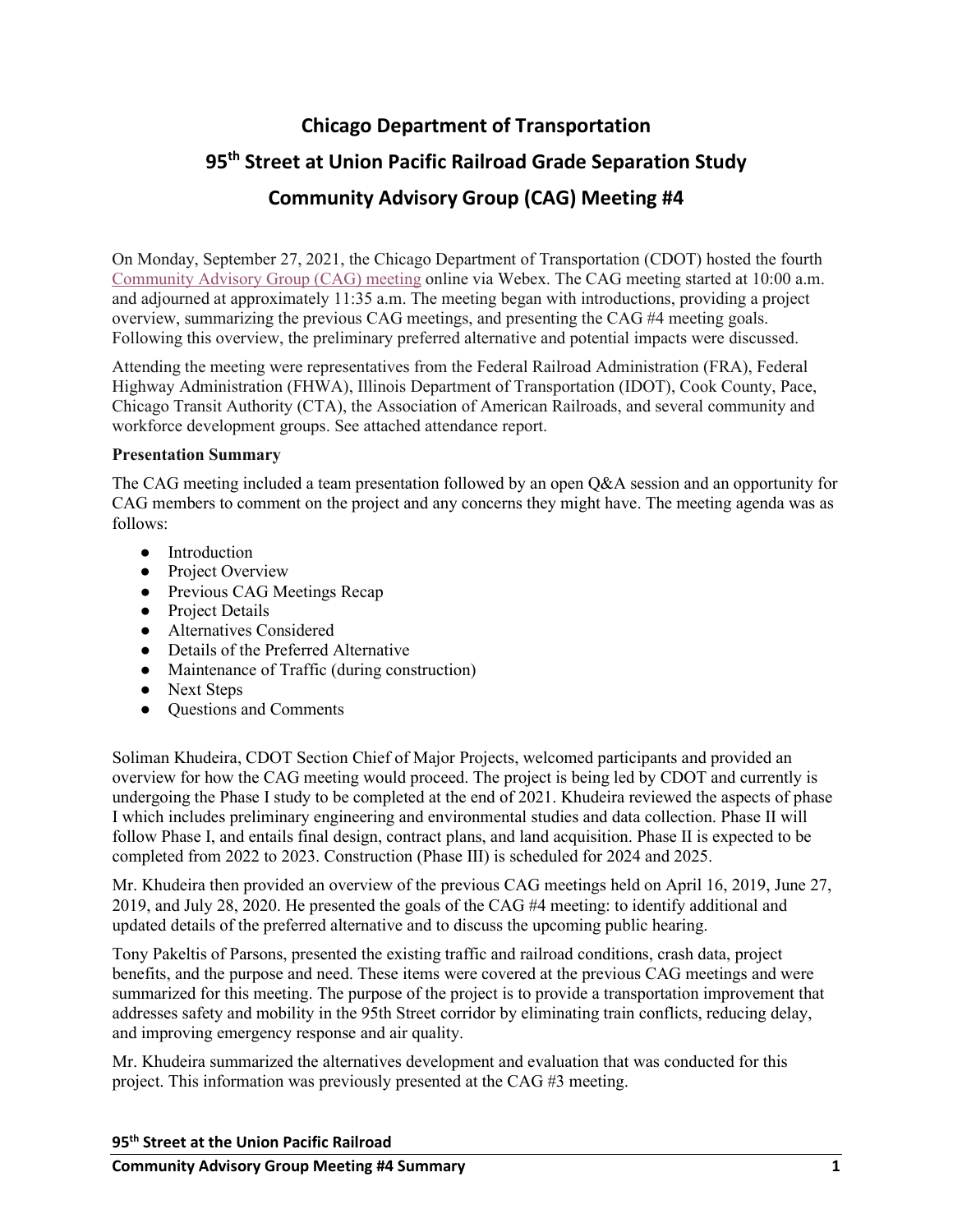# Chicago Department of Transportation

# 95th Street at Union Pacific Railroad Grade Separation Study

# Community Advisory Group (CAG) Meeting #4

On Monday, September 27, 2021, the Chicago Department of Transportation (CDOT) hosted the fourth Community Advisory Group (CAG) meeting online via Webex. The CAG meeting started at 10:00 a.m. and adjourned at approximately 11:35 a.m. The meeting began with introductions, providing a project overview, summarizing the previous CAG meetings, and presenting the CAG #4 meeting goals. Following this overview, the preliminary preferred alternative and potential impacts were discussed.

Attending the meeting were representatives from the Federal Railroad Administration (FRA), Federal Highway Administration (FHWA), Illinois Department of Transportation (IDOT), Cook County, Pace, Chicago Transit Authority (CTA), the Association of American Railroads, and several community and workforce development groups. See attached attendance report.

**Presentation Summary**

The CAG meeting included a team presentation followed by an open Q&A session and an opportunity for CAG members to comment on the project and any concerns they might have. The meeting agenda was as follows:

- Introduction
- Project Overview
- Previous CAG Meetings Recap
- Project Details
- Alternatives Considered
- Details of the Preferred Alternative
- Maintenance of Traffic (during construction)
- Next Steps
- Questions and Comments

Soliman Khudeira, CDOT Section Chief of Major Projects, welcomed participants and provided an overview for how the CAG meeting would proceed. The project is being led by CDOT and currently is undergoing the Phase I study to be completed at the end of 2021. Khudeira reviewed the aspects of phase I which includes preliminary engineering and environmental studies and data collection. Phase II will follow Phase I, and entails final design, contract plans, and land acquisition. Phase II is expected to be completed from 2022 to 2023. Construction (Phase III) is scheduled for 2024 and 2025.

Mr. Khudeira then provided an overview of the previous CAG meetings held on April 16, 2019, June 27, 2019, and July 28, 2020. He presented the goals of the CAG #4 meeting: to identify additional and updated details of the preferred alternative and to discuss the upcoming public hearing.

Tony Pakeltis of Parsons, presented the existing traffic and railroad conditions, crash data, project benefits, and the purpose and need. These items were covered at the previous CAG meetings and were summarized for this meeting. The purpose of the project is to provide a transportation improvement that addresses safety and mobility in the 95th Street corridor by eliminating train conflicts, reducing delay, and improving emergency response and air quality.

Mr. Khudeira summarized the alternatives development and evaluation that was conducted for this project. This information was previously presented at the CAG #3 meeting.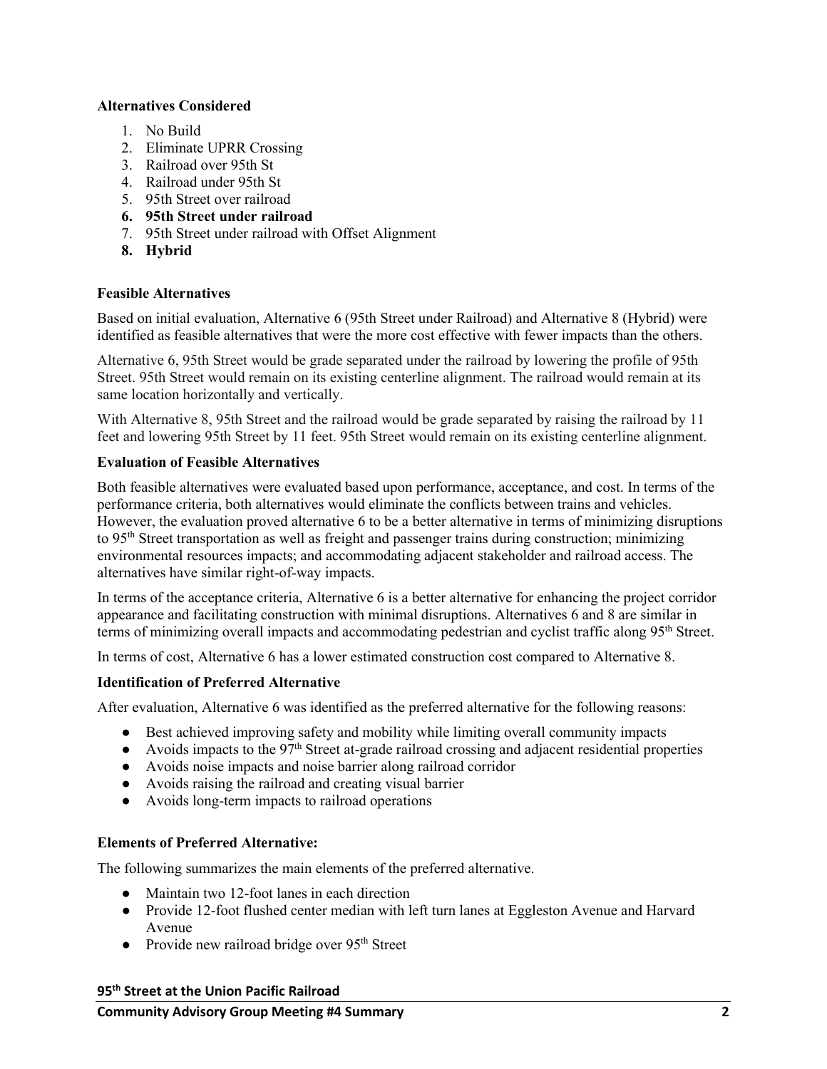**Alternatives Considered**

1. No Build
2. Eliminate UPRR Crossing
3. Railroad over 95th St
4. Railroad under 95th St
5. 95th Street over railroad
6. **95th Street under railroad**
7. 95th Street under railroad with Offset Alignment
8. **Hybrid**

**Feasible Alternatives**

Based on initial evaluation, Alternative 6 (95th Street under Railroad) and Alternative 8 (Hybrid) were identified as feasible alternatives that were the more cost effective with fewer impacts than the others.

Alternative 6, 95th Street would be grade separated under the railroad by lowering the profile of 95th Street. 95th Street would remain on its existing centerline alignment. The railroad would remain at its same location horizontally and vertically.

With Alternative 8, 95th Street and the railroad would be grade separated by raising the railroad by 11 feet and lowering 95th Street by 11 feet. 95th Street would remain on its existing centerline alignment.

**Evaluation of Feasible Alternatives**

Both feasible alternatives were evaluated based upon performance, acceptance, and cost. In terms of the performance criteria, both alternatives would eliminate the conflicts between trains and vehicles. However, the evaluation proved alternative 6 to be a better alternative in terms of minimizing disruptions to 95th Street transportation as well as freight and passenger trains during construction; minimizing environmental resources impacts; and accommodating adjacent stakeholder and railroad access. The alternatives have similar right-of-way impacts.

In terms of the acceptance criteria, Alternative 6 is a better alternative for enhancing the project corridor appearance and facilitating construction with minimal disruptions. Alternatives 6 and 8 are similar in terms of minimizing overall impacts and accommodating pedestrian and cyclist traffic along 95th Street.

In terms of cost, Alternative 6 has a lower estimated construction cost compared to Alternative 8.

**Identification of Preferred Alternative**

After evaluation, Alternative 6 was identified as the preferred alternative for the following reasons:

- Best achieved improving safety and mobility while limiting overall community impacts
- Avoids impacts to the 97th Street at-grade railroad crossing and adjacent residential properties
- Avoids noise impacts and noise barrier along railroad corridor
- Avoids raising the railroad and creating visual barrier
- Avoids long-term impacts to railroad operations

**Elements of Preferred Alternative:**

The following summarizes the main elements of the preferred alternative.

- Maintain two 12-foot lanes in each direction
- Provide 12-foot flushed center median with left turn lanes at Eggleston Avenue and Harvard Avenue
- Provide new railroad bridge over 95th Street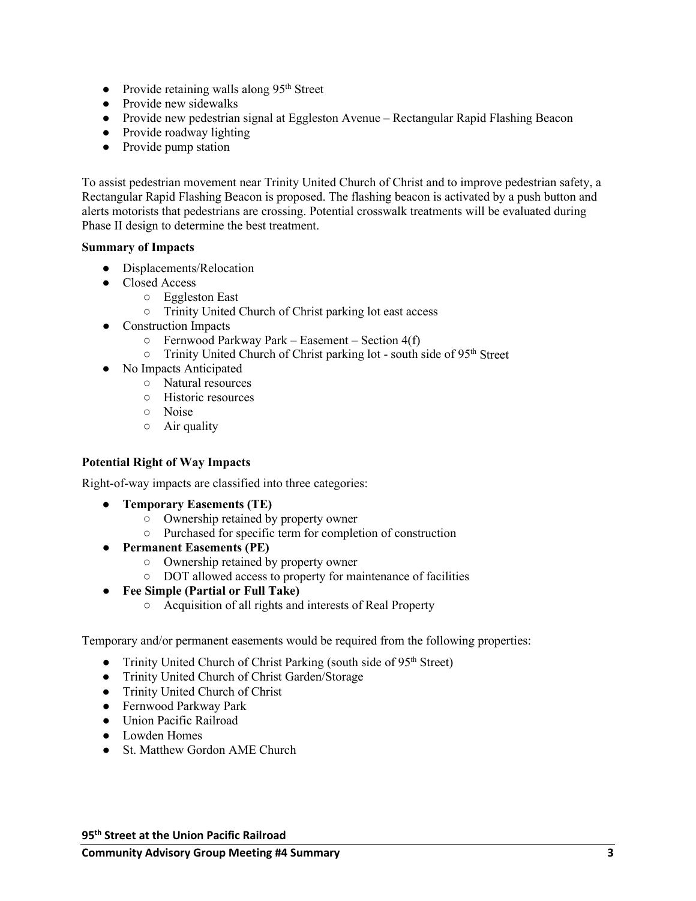- Provide retaining walls along 95th Street
- Provide new sidewalks
- Provide new pedestrian signal at Eggleston Avenue – Rectangular Rapid Flashing Beacon
- Provide roadway lighting
- Provide pump station

To assist pedestrian movement near Trinity United Church of Christ and to improve pedestrian safety, a Rectangular Rapid Flashing Beacon is proposed. The flashing beacon is activated by a push button and alerts motorists that pedestrians are crossing. Potential crosswalk treatments will be evaluated during Phase II design to determine the best treatment.

**Summary of Impacts**

- Displacements/Relocation
- Closed Access
  - Eggleston East
  - Trinity United Church of Christ parking lot east access
- Construction Impacts
  - Fernwood Parkway Park – Easement – Section 4(f)
  - Trinity United Church of Christ parking lot - south side of 95th Street
- No Impacts Anticipated
  - Natural resources
  - Historic resources
  - Noise
  - Air quality

**Potential Right of Way Impacts**

Right-of-way impacts are classified into three categories:

- **Temporary Easements (TE)**
  - Ownership retained by property owner
  - Purchased for specific term for completion of construction
- **Permanent Easements (PE)**
  - Ownership retained by property owner
  - DOT allowed access to property for maintenance of facilities
- **Fee Simple (Partial or Full Take)**
  - Acquisition of all rights and interests of Real Property

Temporary and/or permanent easements would be required from the following properties:

- Trinity United Church of Christ Parking (south side of 95th Street)
- Trinity United Church of Christ Garden/Storage
- Trinity United Church of Christ
- Fernwood Parkway Park
- Union Pacific Railroad
- Lowden Homes
- St. Matthew Gordon AME Church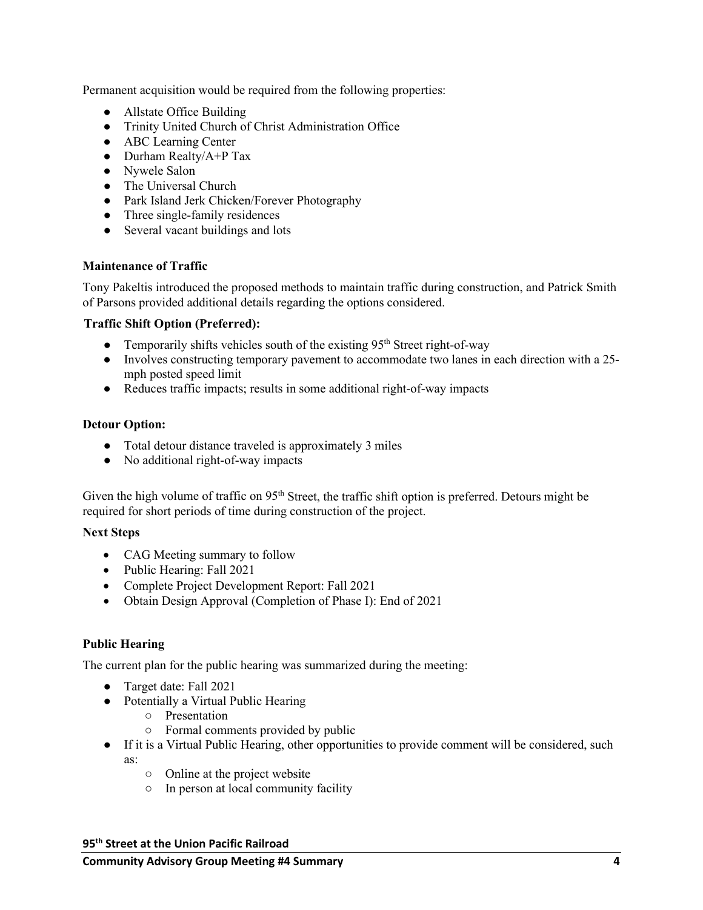Permanent acquisition would be required from the following properties:

- Allstate Office Building
- Trinity United Church of Christ Administration Office
- ABC Learning Center
- Durham Realty/A+P Tax
- Nywele Salon
- The Universal Church
- Park Island Jerk Chicken/Forever Photography
- Three single-family residences
- Several vacant buildings and lots

**Maintenance of Traffic**

Tony Pakeltis introduced the proposed methods to maintain traffic during construction, and Patrick Smith of Parsons provided additional details regarding the options considered.

**Traffic Shift Option (Preferred):**

- Temporarily shifts vehicles south of the existing 95th Street right-of-way
- Involves constructing temporary pavement to accommodate two lanes in each direction with a 25-mph posted speed limit
- Reduces traffic impacts; results in some additional right-of-way impacts

**Detour Option:**

- Total detour distance traveled is approximately 3 miles
- No additional right-of-way impacts

Given the high volume of traffic on 95th Street, the traffic shift option is preferred. Detours might be required for short periods of time during construction of the project.

**Next Steps**

- CAG Meeting summary to follow
- Public Hearing: Fall 2021
- Complete Project Development Report: Fall 2021
- Obtain Design Approval (Completion of Phase I): End of 2021

**Public Hearing**

The current plan for the public hearing was summarized during the meeting:

- Target date: Fall 2021
- Potentially a Virtual Public Hearing
  - Presentation
  - Formal comments provided by public
- If it is a Virtual Public Hearing, other opportunities to provide comment will be considered, such as:
  - Online at the project website
  - In person at local community facility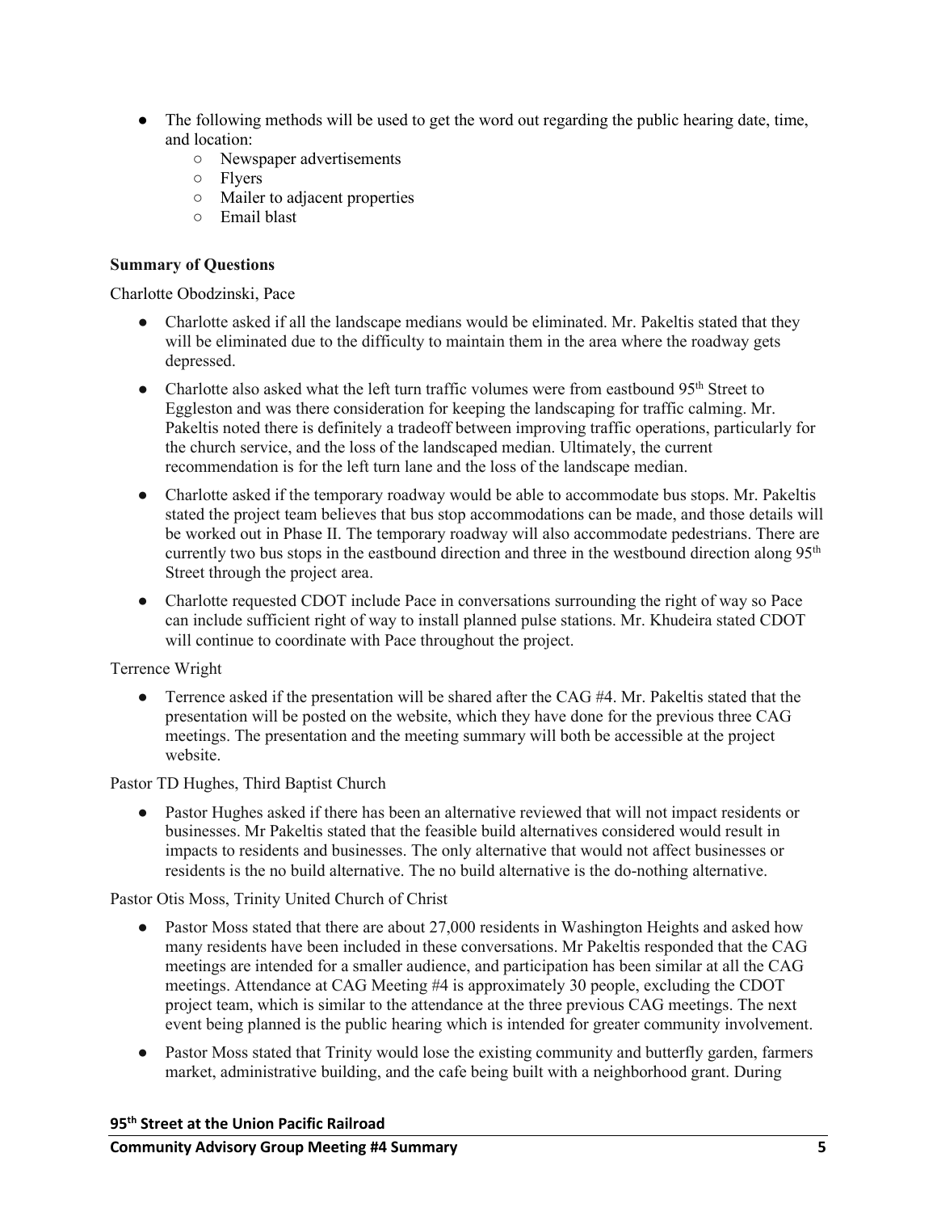- The following methods will be used to get the word out regarding the public hearing date, time, and location:
  - Newspaper advertisements
  - Flyers
  - Mailer to adjacent properties
  - Email blast

**Summary of Questions**

Charlotte Obodzinski, Pace

- Charlotte asked if all the landscape medians would be eliminated. Mr. Pakeltis stated that they will be eliminated due to the difficulty to maintain them in the area where the roadway gets depressed.
- Charlotte also asked what the left turn traffic volumes were from eastbound 95th Street to Eggleston and was there consideration for keeping the landscaping for traffic calming. Mr. Pakeltis noted there is definitely a tradeoff between improving traffic operations, particularly for the church service, and the loss of the landscaped median. Ultimately, the current recommendation is for the left turn lane and the loss of the landscape median.
- Charlotte asked if the temporary roadway would be able to accommodate bus stops. Mr. Pakeltis stated the project team believes that bus stop accommodations can be made, and those details will be worked out in Phase II. The temporary roadway will also accommodate pedestrians. There are currently two bus stops in the eastbound direction and three in the westbound direction along 95th Street through the project area.
- Charlotte requested CDOT include Pace in conversations surrounding the right of way so Pace can include sufficient right of way to install planned pulse stations. Mr. Khudeira stated CDOT will continue to coordinate with Pace throughout the project.

Terrence Wright

- Terrence asked if the presentation will be shared after the CAG #4. Mr. Pakeltis stated that the presentation will be posted on the website, which they have done for the previous three CAG meetings. The presentation and the meeting summary will both be accessible at the project website.

Pastor TD Hughes, Third Baptist Church

- Pastor Hughes asked if there has been an alternative reviewed that will not impact residents or businesses. Mr Pakeltis stated that the feasible build alternatives considered would result in impacts to residents and businesses. The only alternative that would not affect businesses or residents is the no build alternative. The no build alternative is the do-nothing alternative.

Pastor Otis Moss, Trinity United Church of Christ

- Pastor Moss stated that there are about 27,000 residents in Washington Heights and asked how many residents have been included in these conversations. Mr Pakeltis responded that the CAG meetings are intended for a smaller audience, and participation has been similar at all the CAG meetings. Attendance at CAG Meeting #4 is approximately 30 people, excluding the CDOT project team, which is similar to the attendance at the three previous CAG meetings. The next event being planned is the public hearing which is intended for greater community involvement.
- Pastor Moss stated that Trinity would lose the existing community and butterfly garden, farmers market, administrative building, and the cafe being built with a neighborhood grant. During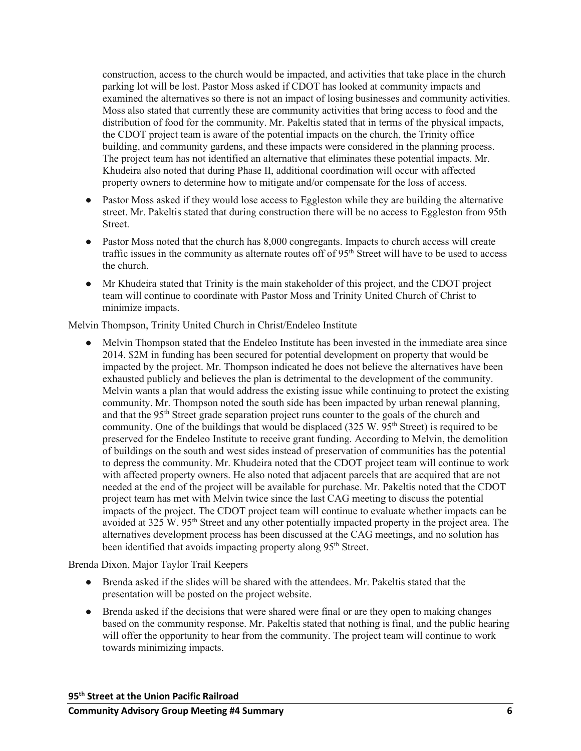construction, access to the church would be impacted, and activities that take place in the church parking lot will be lost. Pastor Moss asked if CDOT has looked at community impacts and examined the alternatives so there is not an impact of losing businesses and community activities. Moss also stated that currently these are community activities that bring access to food and the distribution of food for the community. Mr. Pakeltis stated that in terms of the physical impacts, the CDOT project team is aware of the potential impacts on the church, the Trinity office building, and community gardens, and these impacts were considered in the planning process. The project team has not identified an alternative that eliminates these potential impacts. Mr. Khudeira also noted that during Phase II, additional coordination will occur with affected property owners to determine how to mitigate and/or compensate for the loss of access.

- Pastor Moss asked if they would lose access to Eggleston while they are building the alternative street. Mr. Pakeltis stated that during construction there will be no access to Eggleston from 95th Street.
- Pastor Moss noted that the church has 8,000 congregants. Impacts to church access will create traffic issues in the community as alternate routes off of 95th Street will have to be used to access the church.
- Mr Khudeira stated that Trinity is the main stakeholder of this project, and the CDOT project team will continue to coordinate with Pastor Moss and Trinity United Church of Christ to minimize impacts.

Melvin Thompson, Trinity United Church in Christ/Endeleo Institute

- Melvin Thompson stated that the Endeleo Institute has been invested in the immediate area since 2014. $2M in funding has been secured for potential development on property that would be impacted by the project. Mr. Thompson indicated he does not believe the alternatives have been exhausted publicly and believes the plan is detrimental to the development of the community. Melvin wants a plan that would address the existing issue while continuing to protect the existing community. Mr. Thompson noted the south side has been impacted by urban renewal planning, and that the 95th Street grade separation project runs counter to the goals of the church and community. One of the buildings that would be displaced (325 W. 95th Street) is required to be preserved for the Endeleo Institute to receive grant funding. According to Melvin, the demolition of buildings on the south and west sides instead of preservation of communities has the potential to depress the community. Mr. Khudeira noted that the CDOT project team will continue to work with affected property owners. He also noted that adjacent parcels that are acquired that are not needed at the end of the project will be available for purchase. Mr. Pakeltis noted that the CDOT project team has met with Melvin twice since the last CAG meeting to discuss the potential impacts of the project. The CDOT project team will continue to evaluate whether impacts can be avoided at 325 W. 95th Street and any other potentially impacted property in the project area. The alternatives development process has been discussed at the CAG meetings, and no solution has been identified that avoids impacting property along 95th Street.

Brenda Dixon, Major Taylor Trail Keepers

- Brenda asked if the slides will be shared with the attendees. Mr. Pakeltis stated that the presentation will be posted on the project website.
- Brenda asked if the decisions that were shared were final or are they open to making changes based on the community response. Mr. Pakeltis stated that nothing is final, and the public hearing will offer the opportunity to hear from the community. The project team will continue to work towards minimizing impacts.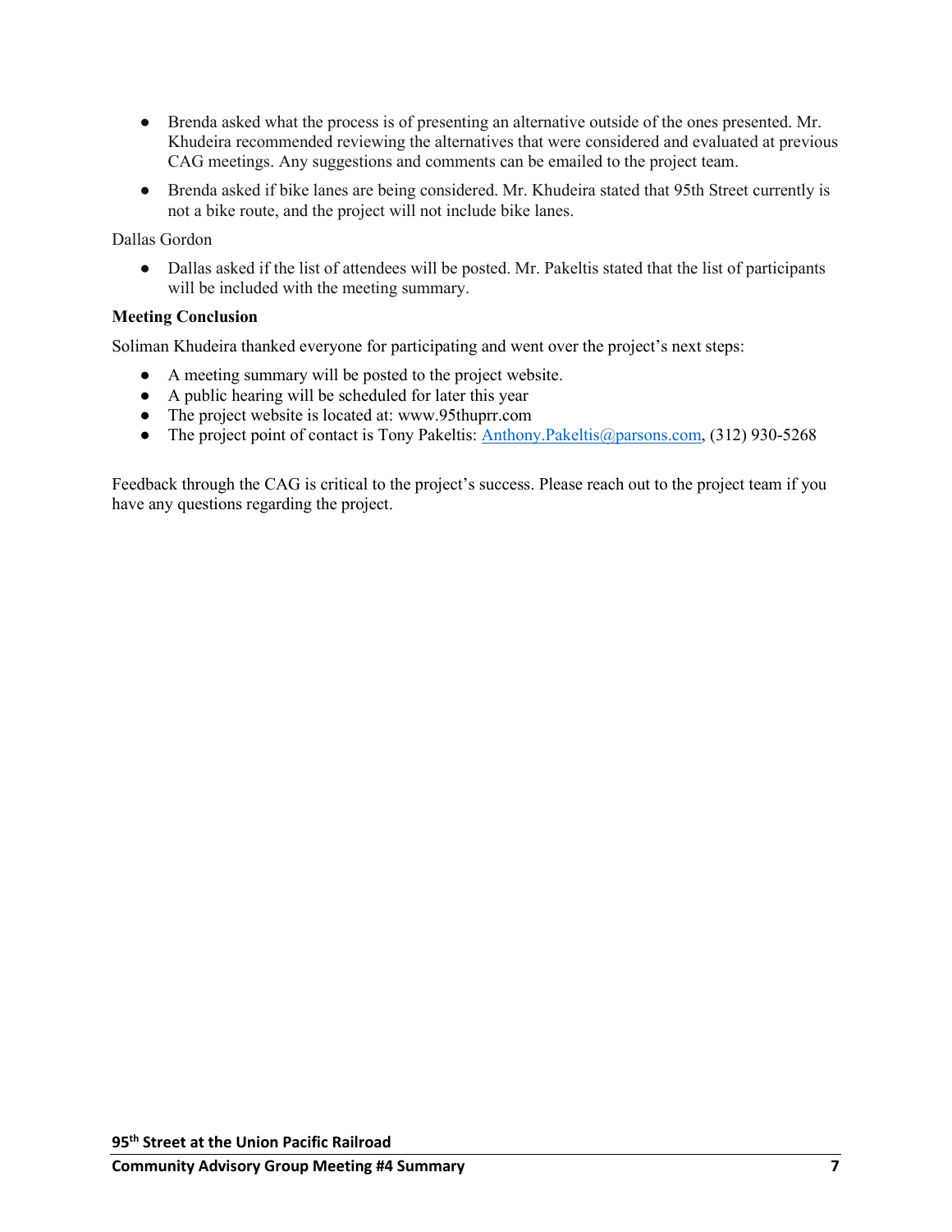- Brenda asked what the process is of presenting an alternative outside of the ones presented. Mr. Khudeira recommended reviewing the alternatives that were considered and evaluated at previous CAG meetings. Any suggestions and comments can be emailed to the project team.
- Brenda asked if bike lanes are being considered. Mr. Khudeira stated that 95th Street currently is not a bike route, and the project will not include bike lanes.

Dallas Gordon

- Dallas asked if the list of attendees will be posted. Mr. Pakeltis stated that the list of participants will be included with the meeting summary.

**Meeting Conclusion**

Soliman Khudeira thanked everyone for participating and went over the project's next steps:

- A meeting summary will be posted to the project website.
- A public hearing will be scheduled for later this year
- The project website is located at: www.95thuprr.com
- The project point of contact is Tony Pakeltis: Anthony.Pakeltis@parsons.com, (312) 930-5268

Feedback through the CAG is critical to the project's success. Please reach out to the project team if you have any questions regarding the project.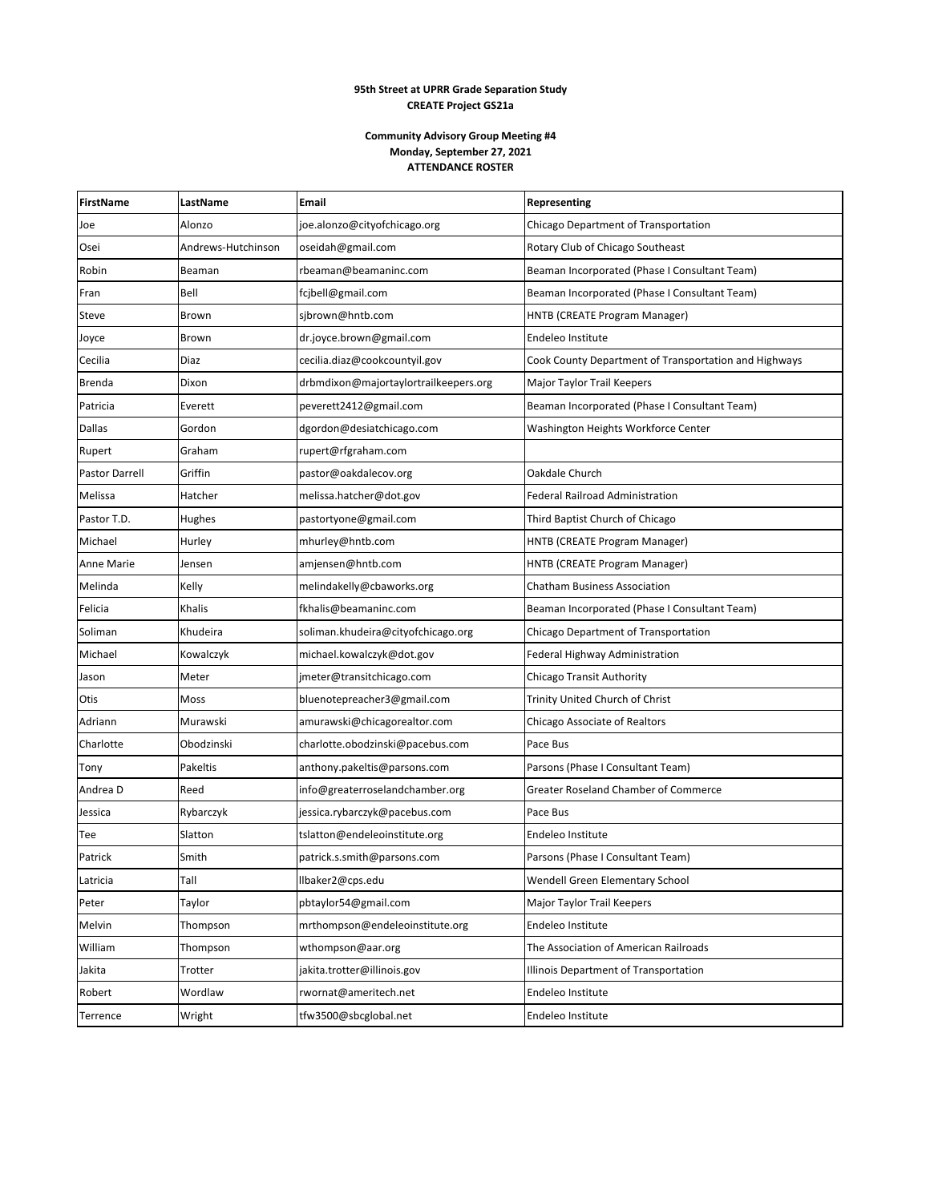**95th Street at UPRR Grade Separation Study**
**CREATE Project GS21a**

**Community Advisory Group Meeting #4**
**Monday, September 27, 2021**
**ATTENDANCE ROSTER**

| FirstName | LastName | Email | Representing |
|---|---|---|---|
| Joe | Alonzo | joe.alonzo@cityofchicago.org | Chicago Department of Transportation |
| Osei | Andrews-Hutchinson | oseidah@gmail.com | Rotary Club of Chicago Southeast |
| Robin | Beaman | rbeaman@beamaninc.com | Beaman Incorporated (Phase I Consultant Team) |
| Fran | Bell | fcjbell@gmail.com | Beaman Incorporated (Phase I Consultant Team) |
| Steve | Brown | sjbrown@hntb.com | HNTB (CREATE Program Manager) |
| Joyce | Brown | dr.joyce.brown@gmail.com | Endeleo Institute |
| Cecilia | Diaz | cecilia.diaz@cookcountyil.gov | Cook County Department of Transportation and Highways |
| Brenda | Dixon | drbmdixon@majortaylortrailkeepers.org | Major Taylor Trail Keepers |
| Patricia | Everett | peverett2412@gmail.com | Beaman Incorporated (Phase I Consultant Team) |
| Dallas | Gordon | dgordon@desiatchicago.com | Washington Heights Workforce Center |
| Rupert | Graham | rupert@rfgraham.com | |
| Pastor Darrell | Griffin | pastor@oakdalecov.org | Oakdale Church |
| Melissa | Hatcher | melissa.hatcher@dot.gov | Federal Railroad Administration |
| Pastor T.D. | Hughes | pastortyone@gmail.com | Third Baptist Church of Chicago |
| Michael | Hurley | mhurley@hntb.com | HNTB (CREATE Program Manager) |
| Anne Marie | Jensen | amjensen@hntb.com | HNTB (CREATE Program Manager) |
| Melinda | Kelly | melindakelly@cbaworks.org | Chatham Business Association |
| Felicia | Khalis | fkhalis@beamaninc.com | Beaman Incorporated (Phase I Consultant Team) |
| Soliman | Khudeira | soliman.khudeira@cityofchicago.org | Chicago Department of Transportation |
| Michael | Kowalczyk | michael.kowalczyk@dot.gov | Federal Highway Administration |
| Jason | Meter | jmeter@transitchicago.com | Chicago Transit Authority |
| Otis | Moss | bluenotepreacher3@gmail.com | Trinity United Church of Christ |
| Adriann | Murawski | amurawski@chicagorealtor.com | Chicago Associate of Realtors |
| Charlotte | Obodzinski | charlotte.obodzinski@pacebus.com | Pace Bus |
| Tony | Pakeltis | anthony.pakeltis@parsons.com | Parsons (Phase I Consultant Team) |
| Andrea D | Reed | info@greaterroselandchamber.org | Greater Roseland Chamber of Commerce |
| Jessica | Rybarczyk | jessica.rybarczyk@pacebus.com | Pace Bus |
| Tee | Slatton | tslatton@endeleoinstitute.org | Endeleo Institute |
| Patrick | Smith | patrick.s.smith@parsons.com | Parsons (Phase I Consultant Team) |
| Latricia | Tall | llbaker2@cps.edu | Wendell Green Elementary School |
| Peter | Taylor | pbtaylor54@gmail.com | Major Taylor Trail Keepers |
| Melvin | Thompson | mrthompson@endeleoinstitute.org | Endeleo Institute |
| William | Thompson | wthompson@aar.org | The Association of American Railroads |
| Jakita | Trotter | jakita.trotter@illinois.gov | Illinois Department of Transportation |
| Robert | Wordlaw | rwornat@ameritech.net | Endeleo Institute |
| Terrence | Wright | tfw3500@sbcglobal.net | Endeleo Institute |